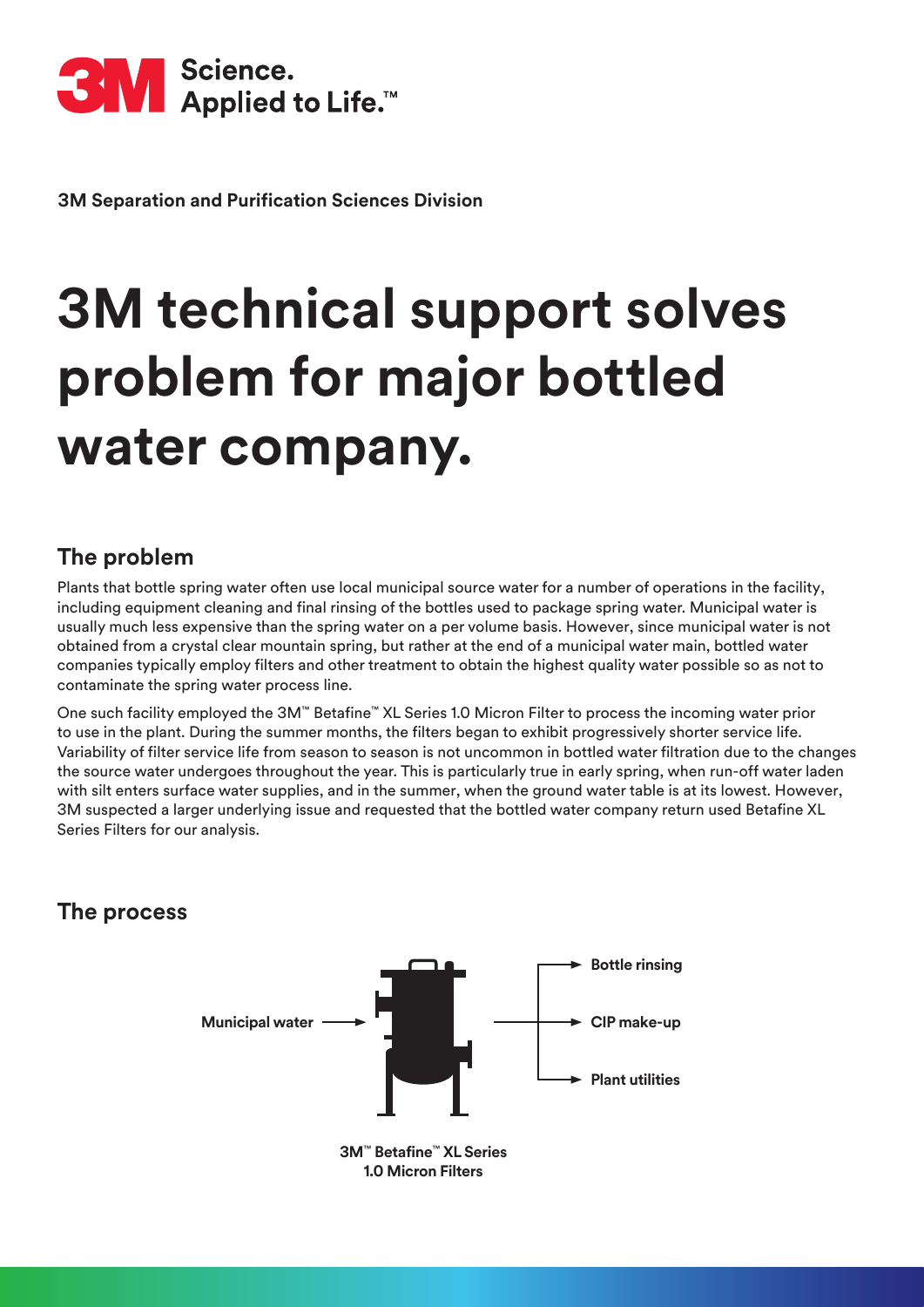3M Science. Applied to Life.™

**3M Separation and Purification Sciences Division**

# 3M technical support solves problem for major bottled water company.

## The problem

Plants that bottle spring water often use local municipal source water for a number of operations in the facility, including equipment cleaning and final rinsing of the bottles used to package spring water. Municipal water is usually much less expensive than the spring water on a per volume basis. However, since municipal water is not obtained from a crystal clear mountain spring, but rather at the end of a municipal water main, bottled water companies typically employ filters and other treatment to obtain the highest quality water possible so as not to contaminate the spring water process line.

One such facility employed the 3M™ Betafine™ XL Series 1.0 Micron Filter to process the incoming water prior to use in the plant. During the summer months, the filters began to exhibit progressively shorter service life. Variability of filter service life from season to season is not uncommon in bottled water filtration due to the changes the source water undergoes throughout the year. This is particularly true in early spring, when run-off water laden with silt enters surface water supplies, and in the summer, when the ground water table is at its lowest. However, 3M suspected a larger underlying issue and requested that the bottled water company return used Betafine XL Series Filters for our analysis.

## The process

Municipal water → 3M™ Betafine™ XL Series 1.0 Micron Filters → Bottle rinsing, CIP make-up, Plant utilities

**3M™ Betafine™ XL Series 1.0 Micron Filters**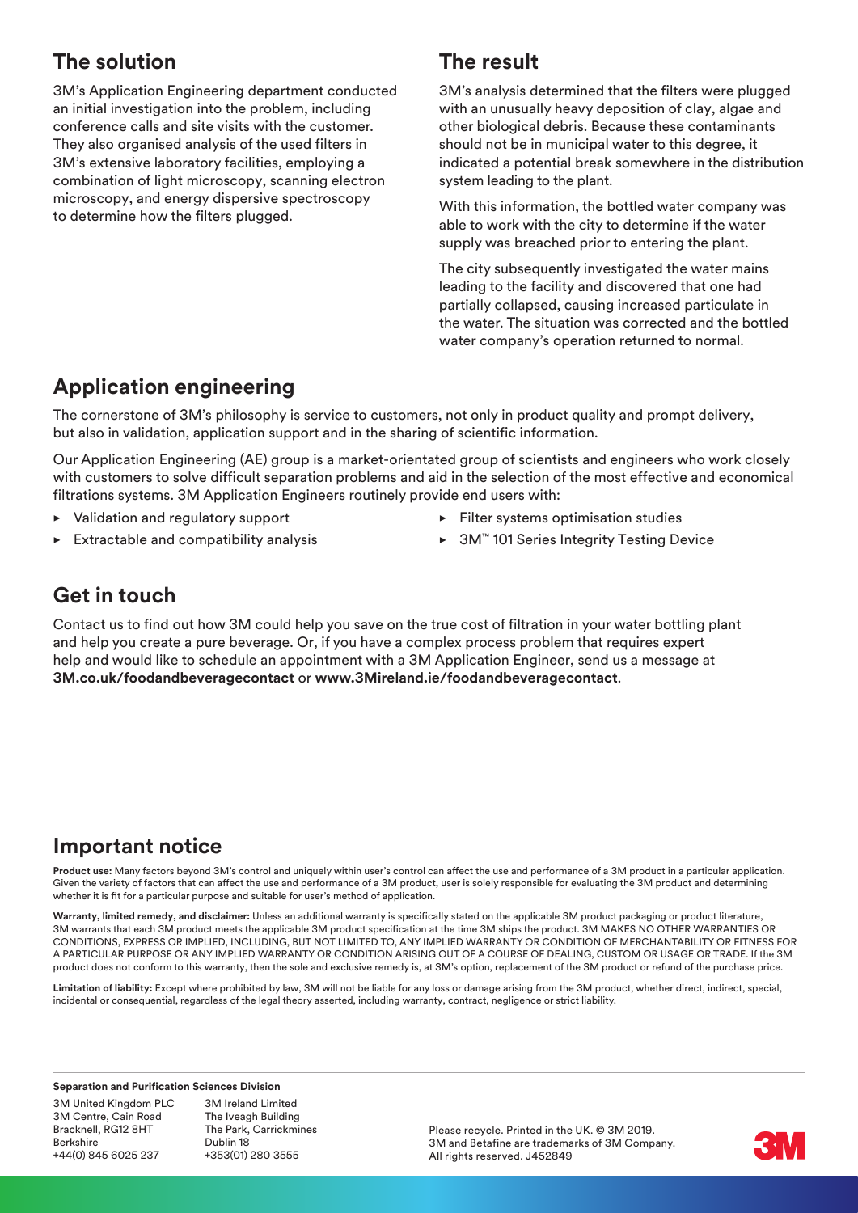## The solution

3M's Application Engineering department conducted an initial investigation into the problem, including conference calls and site visits with the customer. They also organised analysis of the used filters in 3M's extensive laboratory facilities, employing a combination of light microscopy, scanning electron microscopy, and energy dispersive spectroscopy to determine how the filters plugged.

## The result

3M's analysis determined that the filters were plugged with an unusually heavy deposition of clay, algae and other biological debris. Because these contaminants should not be in municipal water to this degree, it indicated a potential break somewhere in the distribution system leading to the plant.

With this information, the bottled water company was able to work with the city to determine if the water supply was breached prior to entering the plant.

The city subsequently investigated the water mains leading to the facility and discovered that one had partially collapsed, causing increased particulate in the water. The situation was corrected and the bottled water company's operation returned to normal.

## Application engineering

The cornerstone of 3M's philosophy is service to customers, not only in product quality and prompt delivery, but also in validation, application support and in the sharing of scientific information.

Our Application Engineering (AE) group is a market-orientated group of scientists and engineers who work closely with customers to solve difficult separation problems and aid in the selection of the most effective and economical filtrations systems. 3M Application Engineers routinely provide end users with:

- Validation and regulatory support
- Extractable and compatibility analysis
- Filter systems optimisation studies
- 3M™ 101 Series Integrity Testing Device

## Get in touch

Contact us to find out how 3M could help you save on the true cost of filtration in your water bottling plant and help you create a pure beverage. Or, if you have a complex process problem that requires expert help and would like to schedule an appointment with a 3M Application Engineer, send us a message at **3M.co.uk/foodandbeveragecontact** or **www.3Mireland.ie/foodandbeveragecontact**.

## Important notice

**Product use:** Many factors beyond 3M's control and uniquely within user's control can affect the use and performance of a 3M product in a particular application. Given the variety of factors that can affect the use and performance of a 3M product, user is solely responsible for evaluating the 3M product and determining whether it is fit for a particular purpose and suitable for user's method of application.

**Warranty, limited remedy, and disclaimer:** Unless an additional warranty is specifically stated on the applicable 3M product packaging or product literature, 3M warrants that each 3M product meets the applicable 3M product specification at the time 3M ships the product. 3M MAKES NO OTHER WARRANTIES OR CONDITIONS, EXPRESS OR IMPLIED, INCLUDING, BUT NOT LIMITED TO, ANY IMPLIED WARRANTY OR CONDITION OF MERCHANTABILITY OR FITNESS FOR A PARTICULAR PURPOSE OR ANY IMPLIED WARRANTY OR CONDITION ARISING OUT OF A COURSE OF DEALING, CUSTOM OR USAGE OR TRADE. If the 3M product does not conform to this warranty, then the sole and exclusive remedy is, at 3M's option, replacement of the 3M product or refund of the purchase price.

**Limitation of liability:** Except where prohibited by law, 3M will not be liable for any loss or damage arising from the 3M product, whether direct, indirect, special, incidental or consequential, regardless of the legal theory asserted, including warranty, contract, negligence or strict liability.

**Separation and Purification Sciences Division**

3M United Kingdom PLC
3M Centre, Cain Road
Bracknell, RG12 8HT
Berkshire
+44(0) 845 6025 237

3M Ireland Limited
The Iveagh Building
The Park, Carrickmines
Dublin 18
+353(01) 280 3555

Please recycle. Printed in the UK. © 3M 2019.
3M and Betafine are trademarks of 3M Company.
All rights reserved. J452849